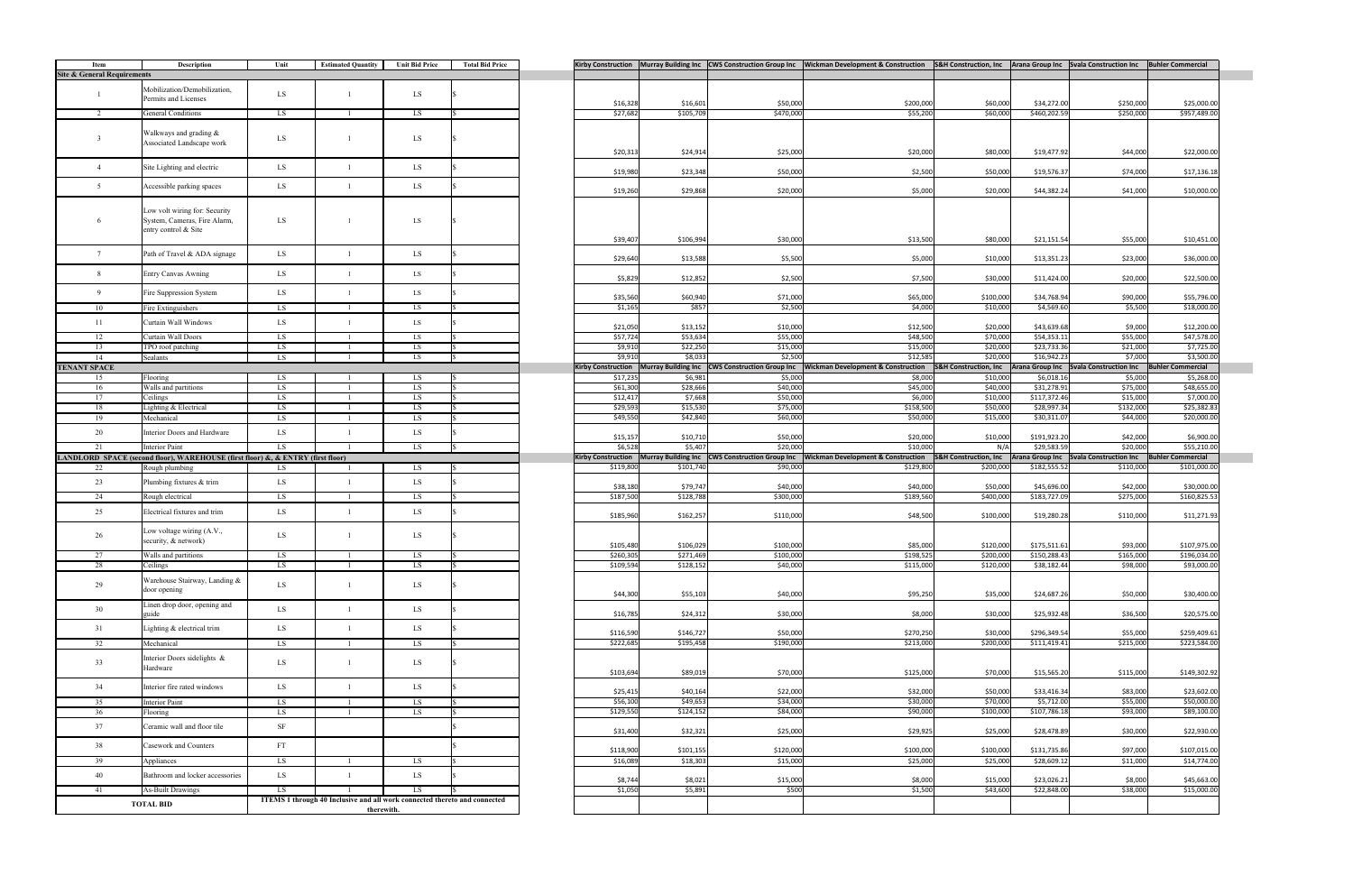| Item | Description | Unit | Estimated Quantity | Unit Bid Price | Total Bid Price | Kirby Construction | Murray Building Inc | CWS Construction Group Inc | Wickman Development & Construction | S&H Construction, Inc | Arana Group Inc | Svala Construction Inc | Buhler Commercial |
|---|---|---|---|---|---|---|---|---|---|---|---|---|---|
| **Site & General Requirements** | | | | | | | | | | | | | |
| 1 | Mobilization/Demobilization, Permits and Licenses | LS | 1 | LS | $ | $16,328 | $16,601 | $50,000 | $200,000 | $60,000 | $34,272.00 | $250,000 | $25,000.00 |
| 2 | General Conditions | LS | 1 | LS | $ | $27,682 | $105,709 | $470,000 | $55,200 | $60,000 | $460,202.59 | $250,000 | $957,489.00 |
| 3 | Walkways and grading & Associated Landscape work | LS | 1 | LS | $ | $20,313 | $24,914 | $25,000 | $20,000 | $80,000 | $19,477.92 | $44,000 | $22,000.00 |
| 4 | Site Lighting and electric | LS | 1 | LS | $ | $19,980 | $23,348 | $50,000 | $2,500 | $50,000 | $19,576.37 | $74,000 | $17,136.18 |
| 5 | Accessible parking spaces | LS | 1 | LS | $ | $19,260 | $29,868 | $20,000 | $5,000 | $20,000 | $44,382.24 | $41,000 | $10,000.00 |
| 6 | Low volt wiring for: Security System, Cameras, Fire Alarm, entry control & Site | LS | 1 | LS | $ | $39,407 | $106,994 | $30,000 | $13,500 | $80,000 | $21,151.54 | $55,000 | $10,451.00 |
| 7 | Path of Travel & ADA signage | LS | 1 | LS | $ | $29,640 | $13,588 | $5,500 | $5,000 | $10,000 | $13,351.23 | $23,000 | $36,000.00 |
| 8 | Entry Canvas Awning | LS | 1 | LS | $ | $5,829 | $12,852 | $2,500 | $7,500 | $30,000 | $11,424.00 | $20,000 | $22,500.00 |
| 9 | Fire Suppression System | LS | 1 | LS | $ | $35,560 | $60,940 | $71,000 | $65,000 | $100,000 | $34,768.94 | $90,000 | $55,796.00 |
| 10 | Fire Extinguishers | LS | 1 | LS | $ | $1,165 | $857 | $2,500 | $4,000 | $10,000 | $4,569.60 | $5,500 | $18,000.00 |
| 11 | Curtain Wall Windows | LS | 1 | LS | $ | $21,050 | $13,152 | $10,000 | $12,500 | $20,000 | $43,639.68 | $9,000 | $12,200.00 |
| 12 | Curtain Wall Doors | LS | 1 | LS | $ | $57,724 | $53,634 | $55,000 | $48,500 | $70,000 | $54,353.11 | $55,000 | $47,578.00 |
| 13 | TPO roof patching | LS | 1 | LS | $ | $9,910 | $22,250 | $15,000 | $15,000 | $20,000 | $23,733.36 | $21,000 | $7,725.00 |
| 14 | Sealants | LS | 1 | LS | $ | $9,910 | $8,033 | $2,500 | $12,585 | $20,000 | $16,942.23 | $7,000 | $3,500.00 |
| **TENANT SPACE** | | | | | | Kirby Construction | Murray Building Inc | CWS Construction Group Inc | Wickman Development & Construction | S&H Construction, Inc | Arana Group Inc | Svala Construction Inc | Buhler Commercial |
| 15 | Flooring | LS | 1 | LS | $ | $17,235 | $6,981 | $5,000 | $8,000 | $10,000 | $6,018.16 | $5,000 | $5,268.00 |
| 16 | Walls and partitions | LS | 1 | LS | $ | $61,300 | $28,666 | $40,000 | $45,000 | $40,000 | $31,278.91 | $75,000 | $48,655.00 |
| 17 | Ceilings | LS | 1 | LS | $ | $12,417 | $7,668 | $50,000 | $6,000 | $10,000 | $117,372.46 | $15,000 | $7,000.00 |
| 18 | Lighting & Electrical | LS | 1 | LS | $ | $29,593 | $15,530 | $75,000 | $158,500 | $50,000 | $28,997.34 | $132,000 | $25,382.83 |
| 19 | Mechanical | LS | 1 | LS | $ | $49,550 | $42,840 | $60,000 | $50,000 | $15,000 | $30,311.07 | $44,000 | $20,000.00 |
| 20 | Interior Doors and Hardware | LS | 1 | LS | $ | $15,157 | $10,710 | $50,000 | $20,000 | $10,000 | $191,923.20 | $42,000 | $6,900.00 |
| 21 | Interior Paint | LS | 1 | LS | $ | $6,528 | $5,407 | $20,000 | $10,000 | N/A | $29,583.59 | $20,000 | $55,210.00 |
| **LANDLORD SPACE (second floor), WAREHOUSE (first floor) &, & ENTRY (first floor)** | | | | | | Kirby Construction | Murray Building Inc | CWS Construction Group Inc | Wickman Development & Construction | S&H Construction, Inc | Arana Group Inc | Svala Construction Inc | Buhler Commercial |
| 22 | Rough plumbing | LS | 1 | LS | $ | $119,800 | $101,740 | $90,000 | $129,800 | $200,000 | $182,555.52 | $110,000 | $101,000.00 |
| 23 | Plumbing fixtures & trim | LS | 1 | LS | $ | $38,180 | $79,747 | $40,000 | $40,000 | $50,000 | $45,696.00 | $42,000 | $30,000.00 |
| 24 | Rough electrical | LS | 1 | LS | $ | $187,500 | $128,788 | $300,000 | $189,560 | $400,000 | $183,727.09 | $275,000 | $160,825.53 |
| 25 | Electrical fixtures and trim | LS | 1 | LS | $ | $185,960 | $162,257 | $110,000 | $48,500 | $100,000 | $19,280.28 | $110,000 | $11,271.93 |
| 26 | Low voltage wiring (A.V., security, & network) | LS | 1 | LS | $ | $105,480 | $106,029 | $100,000 | $85,000 | $120,000 | $175,511.61 | $93,000 | $107,975.00 |
| 27 | Walls and partitions | LS | 1 | LS | $ | $260,305 | $271,469 | $100,000 | $198,525 | $200,000 | $150,288.43 | $165,000 | $196,034.00 |
| 28 | Ceilings | LS | 1 | LS | $ | $109,594 | $128,152 | $40,000 | $115,000 | $120,000 | $38,182.44 | $98,000 | $93,000.00 |
| 29 | Warehouse Stairway, Landing & door opening | LS | 1 | LS | $ | $44,300 | $55,103 | $40,000 | $95,250 | $35,000 | $24,687.26 | $50,000 | $30,400.00 |
| 30 | Linen drop door, opening and guide | LS | 1 | LS | $ | $16,785 | $24,312 | $30,000 | $8,000 | $30,000 | $25,932.48 | $36,500 | $20,575.00 |
| 31 | Lighting & electrical trim | LS | 1 | LS | $ | $116,590 | $146,727 | $50,000 | $270,250 | $30,000 | $296,349.54 | $55,000 | $259,409.61 |
| 32 | Mechanical | LS | 1 | LS | $ | $222,685 | $195,458 | $190,000 | $213,000 | $200,000 | $111,419.41 | $215,000 | $223,584.00 |
| 33 | Interior Doors sidelights & Hardware | LS | 1 | LS | $ | $103,694 | $89,019 | $70,000 | $125,000 | $70,000 | $15,565.20 | $115,000 | $149,302.92 |
| 34 | Interior fire rated windows | LS | 1 | LS | $ | $25,415 | $40,164 | $22,000 | $32,000 | $50,000 | $33,416.34 | $83,000 | $23,602.00 |
| 35 | Interior Paint | LS | 1 | LS | $ | $56,100 | $49,653 | $34,000 | $30,000 | $70,000 | $5,712.00 | $55,000 | $50,000.00 |
| 36 | Flooring | LS | 1 | LS | $ | $129,550 | $124,152 | $84,000 | $90,000 | $100,000 | $107,786.18 | $93,000 | $89,100.00 |
| 37 | Ceramic wall and floor tile | SF | | | $ | $31,400 | $32,321 | $25,000 | $29,925 | $25,000 | $28,478.89 | $30,000 | $22,930.00 |
| 38 | Casework and Counters | FT | | | $ | $118,900 | $101,155 | $120,000 | $100,000 | $100,000 | $131,735.86 | $97,000 | $107,015.00 |
| 39 | Appliances | LS | 1 | LS | $ | $16,089 | $18,303 | $15,000 | $25,000 | $25,000 | $28,609.12 | $11,000 | $14,774.00 |
| 40 | Bathroom and locker accessories | LS | 1 | LS | $ | $8,744 | $8,021 | $15,000 | $8,000 | $15,000 | $23,026.21 | $8,000 | $45,663.00 |
| 41 | As-Built Drawings | LS | 1 | LS | $ | $1,050 | $5,891 | $500 | $1,500 | $43,600 | $22,848.00 | $38,000 | $15,000.00 |
| **TOTAL BID** | | ITEMS 1 through 40 Inclusive and all work connected thereto and connected therewith. | | | | | | | | | | | |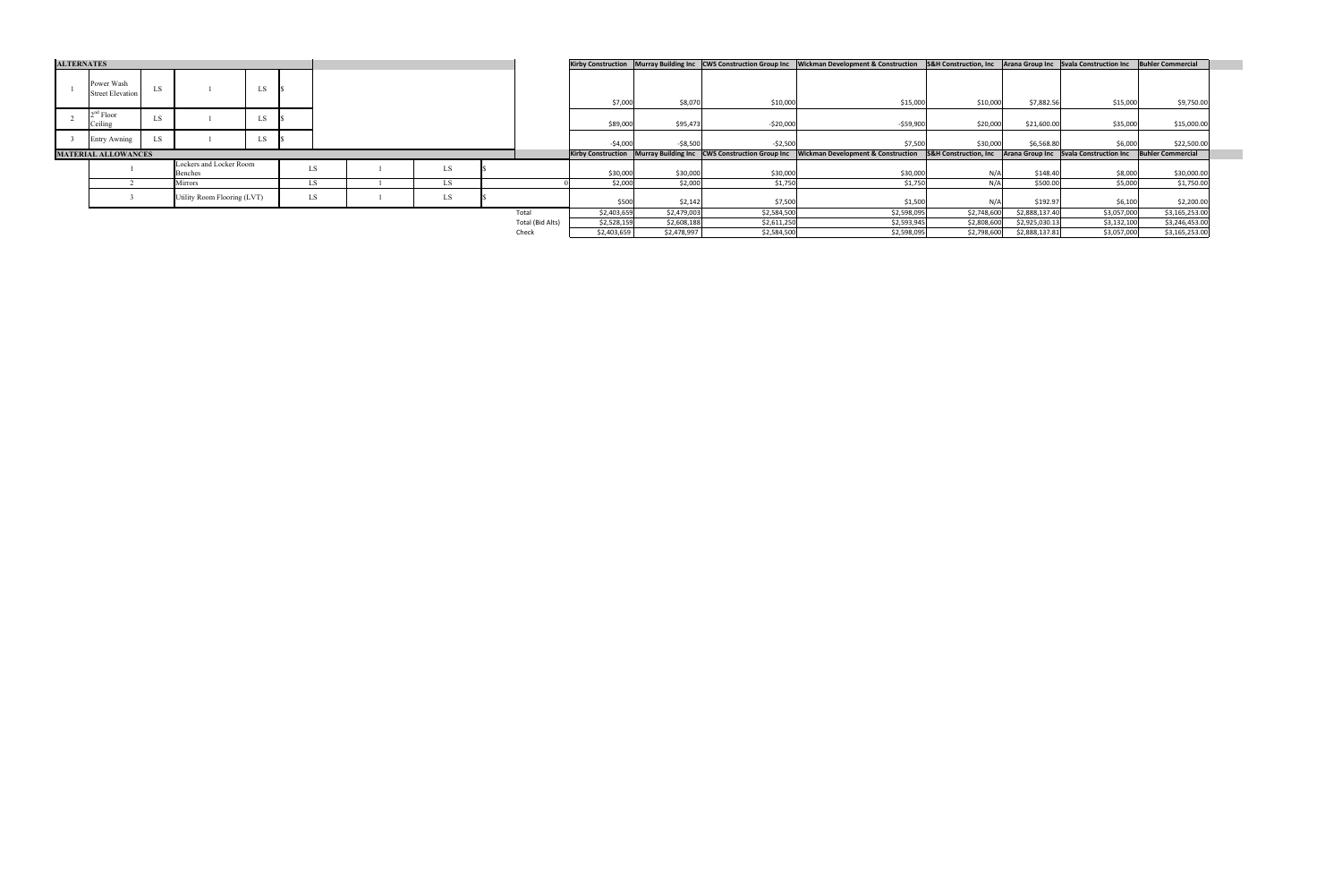| ALTERNATES | | | | | | | Kirby Construction | Murray Building Inc | CWS Construction Group Inc | Wickman Development & Construction | S&H Construction, Inc | Arana Group Inc | Svala Construction Inc | Buhler Commercial |
|---|---|---|---|---|---|---|---|---|---|---|---|---|---|---|
| 1 | Power Wash Street Elevation | LS | 1 | LS | $ | | $7,000 | $8,070 | $10,000 | $15,000 | $10,000 | $7,882.56 | $15,000 | $9,750.00 |
| 2 | 2nd Floor Ceiling | LS | 1 | LS | $ | | $89,000 | $95,473 | -$20,000 | -$59,900 | $20,000 | $21,600.00 | $35,000 | $15,000.00 |
| 3 | Entry Awning | LS | 1 | LS | $ | | -$4,000 | -$8,500 | -$2,500 | $7,500 | $30,000 | $6,568.80 | $6,000 | $22,500.00 |

| MATERIAL ALLOWANCES | | | | | | | Kirby Construction | Murray Building Inc | CWS Construction Group Inc | Wickman Development & Construction | S&H Construction, Inc | Arana Group Inc | Svala Construction Inc | Buhler Commercial |
|---|---|---|---|---|---|---|---|---|---|---|---|---|---|---|
| 1 | Lockers and Locker Room Benches | LS | 1 | LS | $ | | $30,000 | $30,000 | $30,000 | $30,000 | N/A | $148.40 | $8,000 | $30,000.00 |
| 2 | Mirrors | LS | 1 | LS | | 0 | $2,000 | $2,000 | $1,750 | $1,750 | N/A | $500.00 | $5,000 | $1,750.00 |
| 3 | Utility Room Flooring (LVT) | LS | 1 | LS | $ | | $500 | $2,142 | $7,500 | $1,500 | N/A | $192.97 | $6,100 | $2,200.00 |
| | | | | | | Total | $2,403,659 | $2,479,003 | $2,584,500 | $2,598,095 | $2,748,600 | $2,888,137.40 | $3,057,000 | $3,165,253.00 |
| | | | | | | Total (Bid Alts) | $2,528,159 | $2,608,188 | $2,611,250 | $2,593,945 | $2,808,600 | $2,925,030.13 | $3,132,100 | $3,246,453.00 |
| | | | | | | Check | $2,403,659 | $2,478,997 | $2,584,500 | $2,598,095 | $2,798,600 | $2,888,137.81 | $3,057,000 | $3,165,253.00 |